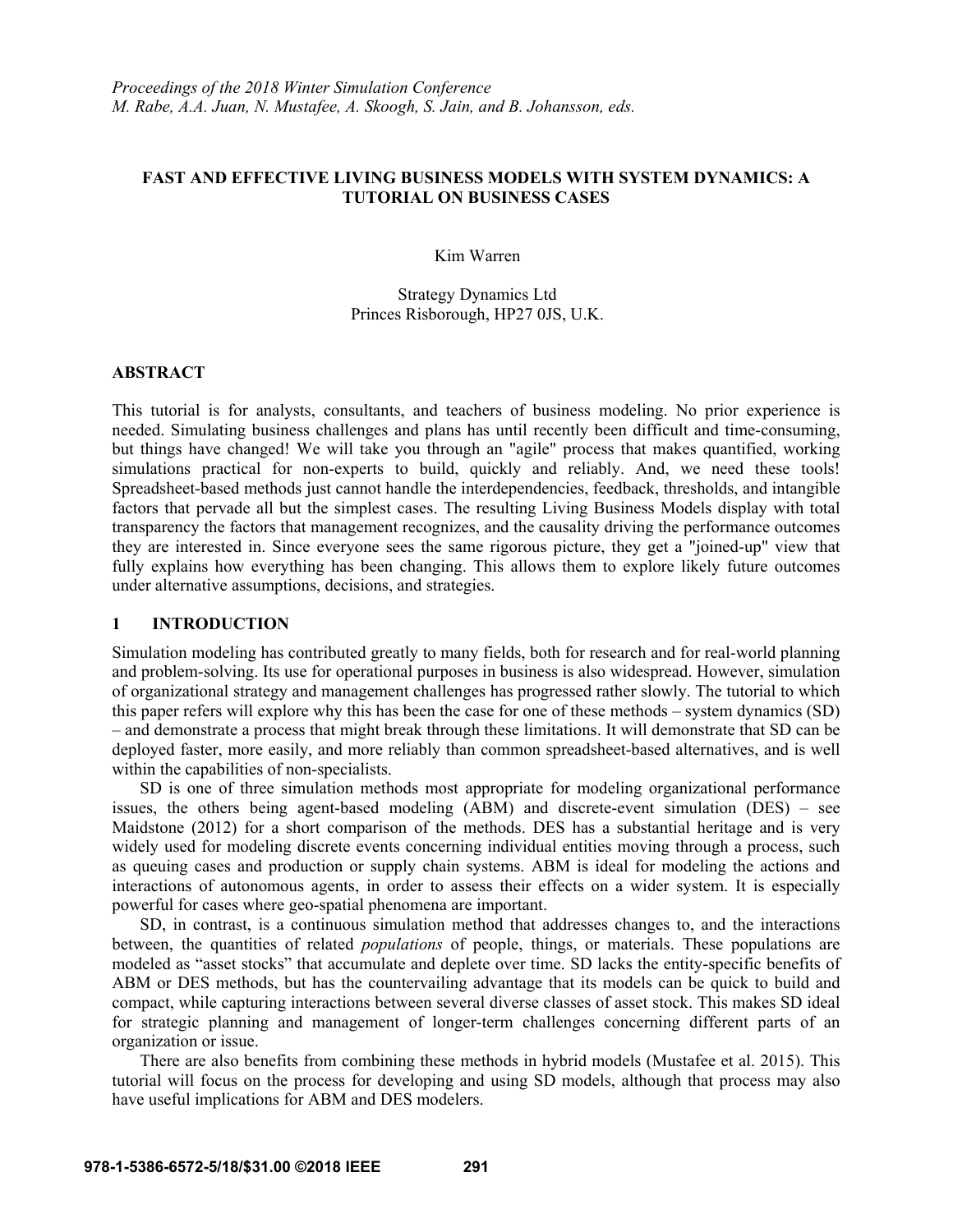*Proceedings of the 2018 Winter Simulation Conference*
*M. Rabe, A.A. Juan, N. Mustafee, A. Skoogh, S. Jain, and B. Johansson, eds.*

# FAST AND EFFECTIVE LIVING BUSINESS MODELS WITH SYSTEM DYNAMICS: A TUTORIAL ON BUSINESS CASES

Kim Warren

Strategy Dynamics Ltd
Princes Risborough, HP27 0JS, U.K.

## ABSTRACT

This tutorial is for analysts, consultants, and teachers of business modeling. No prior experience is needed. Simulating business challenges and plans has until recently been difficult and time-consuming, but things have changed! We will take you through an "agile" process that makes quantified, working simulations practical for non-experts to build, quickly and reliably. And, we need these tools! Spreadsheet-based methods just cannot handle the interdependencies, feedback, thresholds, and intangible factors that pervade all but the simplest cases. The resulting Living Business Models display with total transparency the factors that management recognizes, and the causality driving the performance outcomes they are interested in. Since everyone sees the same rigorous picture, they get a "joined-up" view that fully explains how everything has been changing. This allows them to explore likely future outcomes under alternative assumptions, decisions, and strategies.

## 1 INTRODUCTION

Simulation modeling has contributed greatly to many fields, both for research and for real-world planning and problem-solving. Its use for operational purposes in business is also widespread. However, simulation of organizational strategy and management challenges has progressed rather slowly. The tutorial to which this paper refers will explore why this has been the case for one of these methods – system dynamics (SD) – and demonstrate a process that might break through these limitations. It will demonstrate that SD can be deployed faster, more easily, and more reliably than common spreadsheet-based alternatives, and is well within the capabilities of non-specialists.

SD is one of three simulation methods most appropriate for modeling organizational performance issues, the others being agent-based modeling (ABM) and discrete-event simulation (DES) – see Maidstone (2012) for a short comparison of the methods. DES has a substantial heritage and is very widely used for modeling discrete events concerning individual entities moving through a process, such as queuing cases and production or supply chain systems. ABM is ideal for modeling the actions and interactions of autonomous agents, in order to assess their effects on a wider system. It is especially powerful for cases where geo-spatial phenomena are important.

SD, in contrast, is a continuous simulation method that addresses changes to, and the interactions between, the quantities of related *populations* of people, things, or materials. These populations are modeled as "asset stocks" that accumulate and deplete over time. SD lacks the entity-specific benefits of ABM or DES methods, but has the countervailing advantage that its models can be quick to build and compact, while capturing interactions between several diverse classes of asset stock. This makes SD ideal for strategic planning and management of longer-term challenges concerning different parts of an organization or issue.

There are also benefits from combining these methods in hybrid models (Mustafee et al. 2015). This tutorial will focus on the process for developing and using SD models, although that process may also have useful implications for ABM and DES modelers.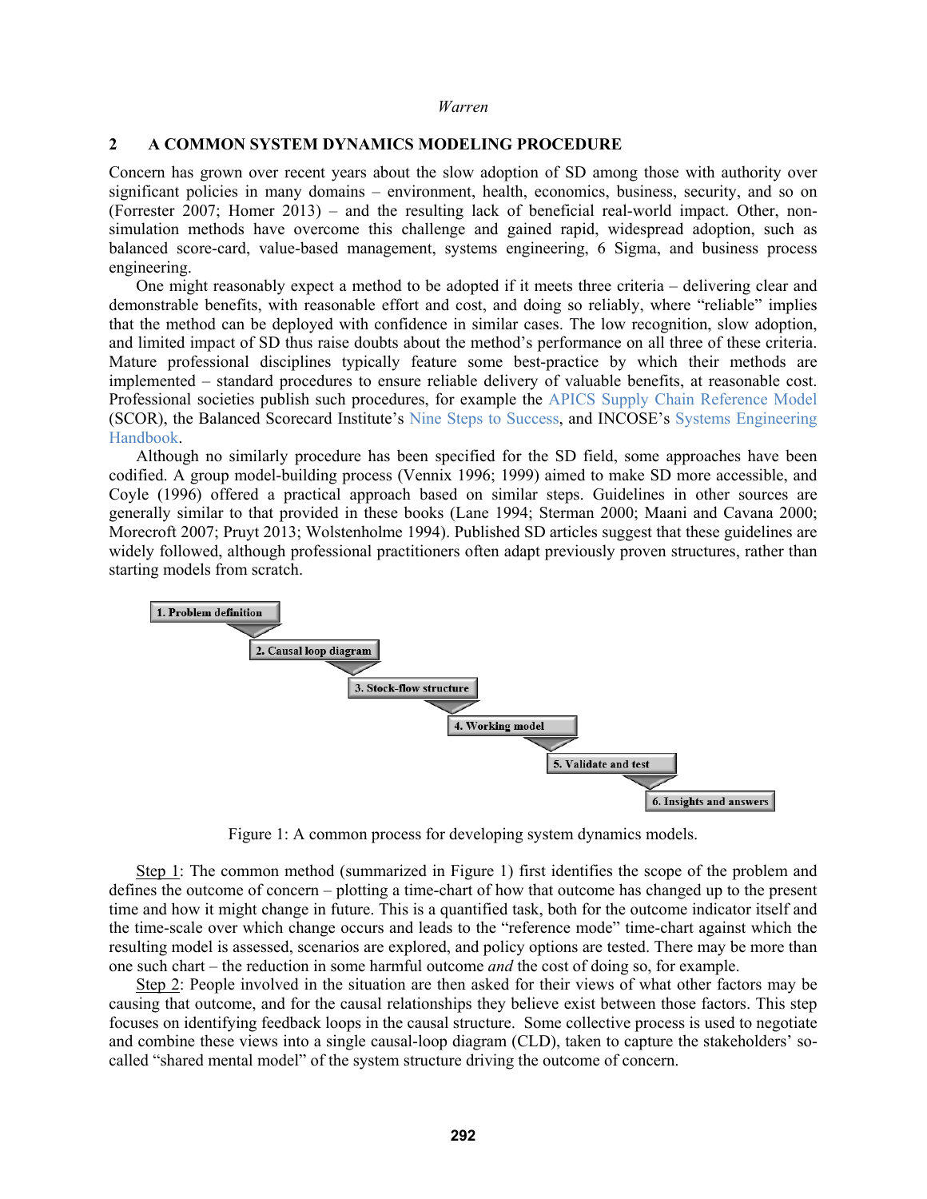## 2 A COMMON SYSTEM DYNAMICS MODELING PROCEDURE

Concern has grown over recent years about the slow adoption of SD among those with authority over significant policies in many domains – environment, health, economics, business, security, and so on (Forrester 2007; Homer 2013) – and the resulting lack of beneficial real-world impact. Other, non-simulation methods have overcome this challenge and gained rapid, widespread adoption, such as balanced score-card, value-based management, systems engineering, 6 Sigma, and business process engineering.

One might reasonably expect a method to be adopted if it meets three criteria – delivering clear and demonstrable benefits, with reasonable effort and cost, and doing so reliably, where "reliable" implies that the method can be deployed with confidence in similar cases. The low recognition, slow adoption, and limited impact of SD thus raise doubts about the method's performance on all three of these criteria. Mature professional disciplines typically feature some best-practice by which their methods are implemented – standard procedures to ensure reliable delivery of valuable benefits, at reasonable cost. Professional societies publish such procedures, for example the APICS Supply Chain Reference Model (SCOR), the Balanced Scorecard Institute's Nine Steps to Success, and INCOSE's Systems Engineering Handbook.

Although no similarly procedure has been specified for the SD field, some approaches have been codified. A group model-building process (Vennix 1996; 1999) aimed to make SD more accessible, and Coyle (1996) offered a practical approach based on similar steps. Guidelines in other sources are generally similar to that provided in these books (Lane 1994; Sterman 2000; Maani and Cavana 2000; Morecroft 2007; Pruyt 2013; Wolstenholme 1994). Published SD articles suggest that these guidelines are widely followed, although professional practitioners often adapt previously proven structures, rather than starting models from scratch.

1. Problem definition
2. Causal loop diagram
3. Stock-flow structure
4. Working model
5. Validate and test
6. Insights and answers

Figure 1: A common process for developing system dynamics models.

Step 1: The common method (summarized in Figure 1) first identifies the scope of the problem and defines the outcome of concern – plotting a time-chart of how that outcome has changed up to the present time and how it might change in future. This is a quantified task, both for the outcome indicator itself and the time-scale over which change occurs and leads to the "reference mode" time-chart against which the resulting model is assessed, scenarios are explored, and policy options are tested. There may be more than one such chart – the reduction in some harmful outcome *and* the cost of doing so, for example.

Step 2: People involved in the situation are then asked for their views of what other factors may be causing that outcome, and for the causal relationships they believe exist between those factors. This step focuses on identifying feedback loops in the causal structure. Some collective process is used to negotiate and combine these views into a single causal-loop diagram (CLD), taken to capture the stakeholders' so-called "shared mental model" of the system structure driving the outcome of concern.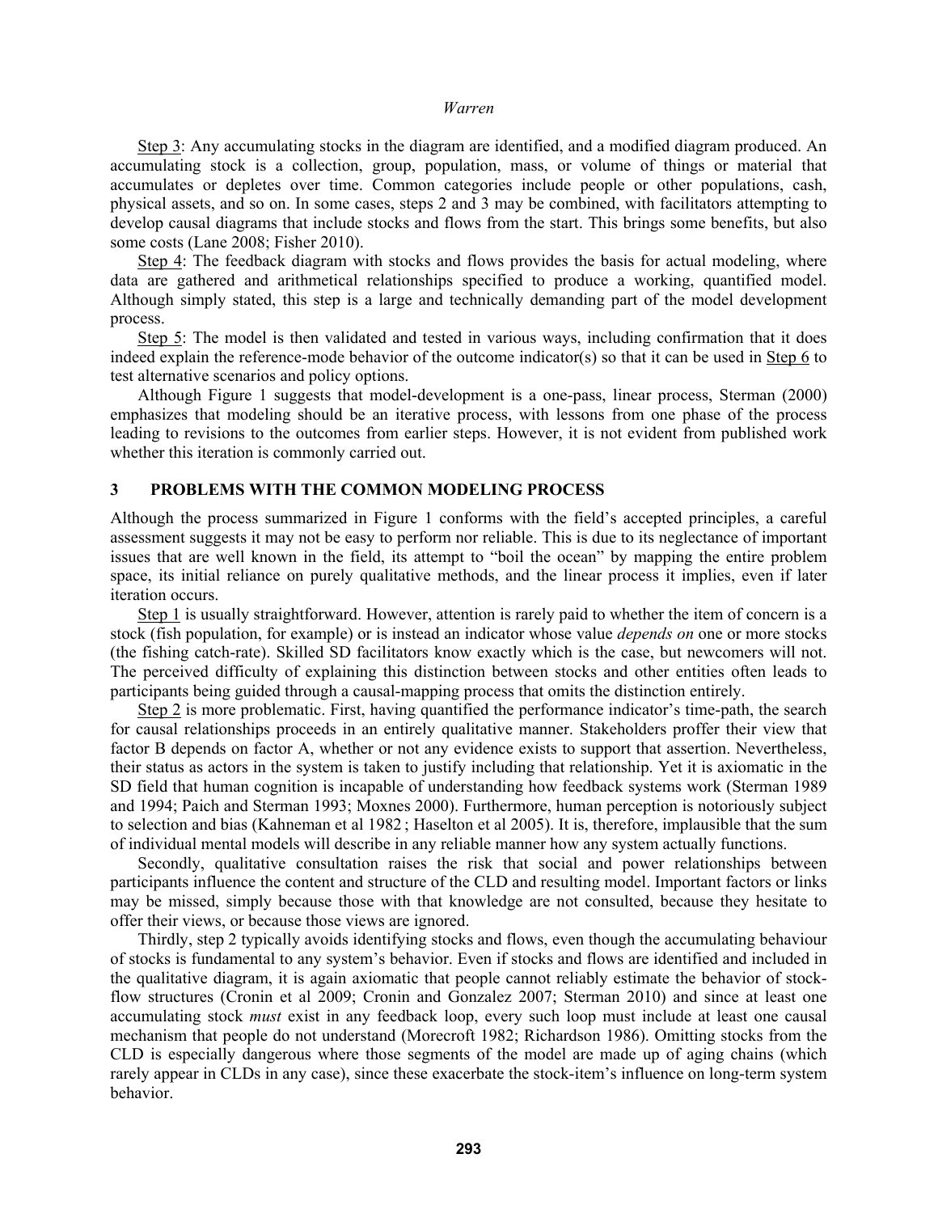Step 3: Any accumulating stocks in the diagram are identified, and a modified diagram produced. An accumulating stock is a collection, group, population, mass, or volume of things or material that accumulates or depletes over time. Common categories include people or other populations, cash, physical assets, and so on. In some cases, steps 2 and 3 may be combined, with facilitators attempting to develop causal diagrams that include stocks and flows from the start. This brings some benefits, but also some costs (Lane 2008; Fisher 2010).

Step 4: The feedback diagram with stocks and flows provides the basis for actual modeling, where data are gathered and arithmetical relationships specified to produce a working, quantified model. Although simply stated, this step is a large and technically demanding part of the model development process.

Step 5: The model is then validated and tested in various ways, including confirmation that it does indeed explain the reference-mode behavior of the outcome indicator(s) so that it can be used in Step 6 to test alternative scenarios and policy options.

Although Figure 1 suggests that model-development is a one-pass, linear process, Sterman (2000) emphasizes that modeling should be an iterative process, with lessons from one phase of the process leading to revisions to the outcomes from earlier steps. However, it is not evident from published work whether this iteration is commonly carried out.

## 3 PROBLEMS WITH THE COMMON MODELING PROCESS

Although the process summarized in Figure 1 conforms with the field's accepted principles, a careful assessment suggests it may not be easy to perform nor reliable. This is due to its neglectance of important issues that are well known in the field, its attempt to "boil the ocean" by mapping the entire problem space, its initial reliance on purely qualitative methods, and the linear process it implies, even if later iteration occurs.

Step 1 is usually straightforward. However, attention is rarely paid to whether the item of concern is a stock (fish population, for example) or is instead an indicator whose value *depends on* one or more stocks (the fishing catch-rate). Skilled SD facilitators know exactly which is the case, but newcomers will not. The perceived difficulty of explaining this distinction between stocks and other entities often leads to participants being guided through a causal-mapping process that omits the distinction entirely.

Step 2 is more problematic. First, having quantified the performance indicator's time-path, the search for causal relationships proceeds in an entirely qualitative manner. Stakeholders proffer their view that factor B depends on factor A, whether or not any evidence exists to support that assertion. Nevertheless, their status as actors in the system is taken to justify including that relationship. Yet it is axiomatic in the SD field that human cognition is incapable of understanding how feedback systems work (Sterman 1989 and 1994; Paich and Sterman 1993; Moxnes 2000). Furthermore, human perception is notoriously subject to selection and bias (Kahneman et al 1982 ; Haselton et al 2005). It is, therefore, implausible that the sum of individual mental models will describe in any reliable manner how any system actually functions.

Secondly, qualitative consultation raises the risk that social and power relationships between participants influence the content and structure of the CLD and resulting model. Important factors or links may be missed, simply because those with that knowledge are not consulted, because they hesitate to offer their views, or because those views are ignored.

Thirdly, step 2 typically avoids identifying stocks and flows, even though the accumulating behaviour of stocks is fundamental to any system's behavior. Even if stocks and flows are identified and included in the qualitative diagram, it is again axiomatic that people cannot reliably estimate the behavior of stock-flow structures (Cronin et al 2009; Cronin and Gonzalez 2007; Sterman 2010) and since at least one accumulating stock *must* exist in any feedback loop, every such loop must include at least one causal mechanism that people do not understand (Morecroft 1982; Richardson 1986). Omitting stocks from the CLD is especially dangerous where those segments of the model are made up of aging chains (which rarely appear in CLDs in any case), since these exacerbate the stock-item's influence on long-term system behavior.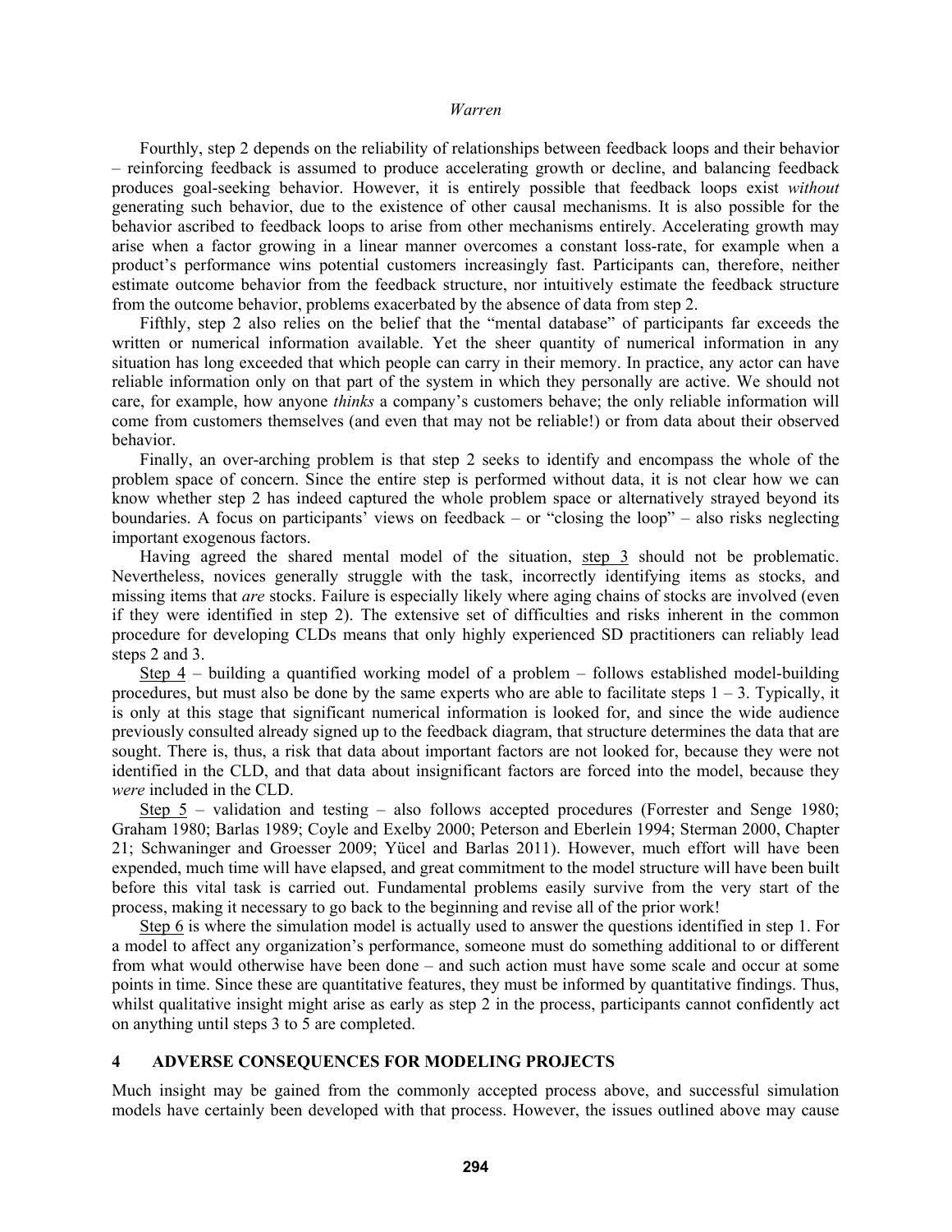Fourthly, step 2 depends on the reliability of relationships between feedback loops and their behavior – reinforcing feedback is assumed to produce accelerating growth or decline, and balancing feedback produces goal-seeking behavior. However, it is entirely possible that feedback loops exist *without* generating such behavior, due to the existence of other causal mechanisms. It is also possible for the behavior ascribed to feedback loops to arise from other mechanisms entirely. Accelerating growth may arise when a factor growing in a linear manner overcomes a constant loss-rate, for example when a product's performance wins potential customers increasingly fast. Participants can, therefore, neither estimate outcome behavior from the feedback structure, nor intuitively estimate the feedback structure from the outcome behavior, problems exacerbated by the absence of data from step 2.

Fifthly, step 2 also relies on the belief that the "mental database" of participants far exceeds the written or numerical information available. Yet the sheer quantity of numerical information in any situation has long exceeded that which people can carry in their memory. In practice, any actor can have reliable information only on that part of the system in which they personally are active. We should not care, for example, how anyone *thinks* a company's customers behave; the only reliable information will come from customers themselves (and even that may not be reliable!) or from data about their observed behavior.

Finally, an over-arching problem is that step 2 seeks to identify and encompass the whole of the problem space of concern. Since the entire step is performed without data, it is not clear how we can know whether step 2 has indeed captured the whole problem space or alternatively strayed beyond its boundaries. A focus on participants' views on feedback – or "closing the loop" – also risks neglecting important exogenous factors.

Having agreed the shared mental model of the situation, step 3 should not be problematic. Nevertheless, novices generally struggle with the task, incorrectly identifying items as stocks, and missing items that *are* stocks. Failure is especially likely where aging chains of stocks are involved (even if they were identified in step 2). The extensive set of difficulties and risks inherent in the common procedure for developing CLDs means that only highly experienced SD practitioners can reliably lead steps 2 and 3.

Step 4 – building a quantified working model of a problem – follows established model-building procedures, but must also be done by the same experts who are able to facilitate steps 1 – 3. Typically, it is only at this stage that significant numerical information is looked for, and since the wide audience previously consulted already signed up to the feedback diagram, that structure determines the data that are sought. There is, thus, a risk that data about important factors are not looked for, because they were not identified in the CLD, and that data about insignificant factors are forced into the model, because they *were* included in the CLD.

Step 5 – validation and testing – also follows accepted procedures (Forrester and Senge 1980; Graham 1980; Barlas 1989; Coyle and Exelby 2000; Peterson and Eberlein 1994; Sterman 2000, Chapter 21; Schwaninger and Groesser 2009; Yücel and Barlas 2011). However, much effort will have been expended, much time will have elapsed, and great commitment to the model structure will have been built before this vital task is carried out. Fundamental problems easily survive from the very start of the process, making it necessary to go back to the beginning and revise all of the prior work!

Step 6 is where the simulation model is actually used to answer the questions identified in step 1. For a model to affect any organization's performance, someone must do something additional to or different from what would otherwise have been done – and such action must have some scale and occur at some points in time. Since these are quantitative features, they must be informed by quantitative findings. Thus, whilst qualitative insight might arise as early as step 2 in the process, participants cannot confidently act on anything until steps 3 to 5 are completed.

## 4 ADVERSE CONSEQUENCES FOR MODELING PROJECTS

Much insight may be gained from the commonly accepted process above, and successful simulation models have certainly been developed with that process. However, the issues outlined above may cause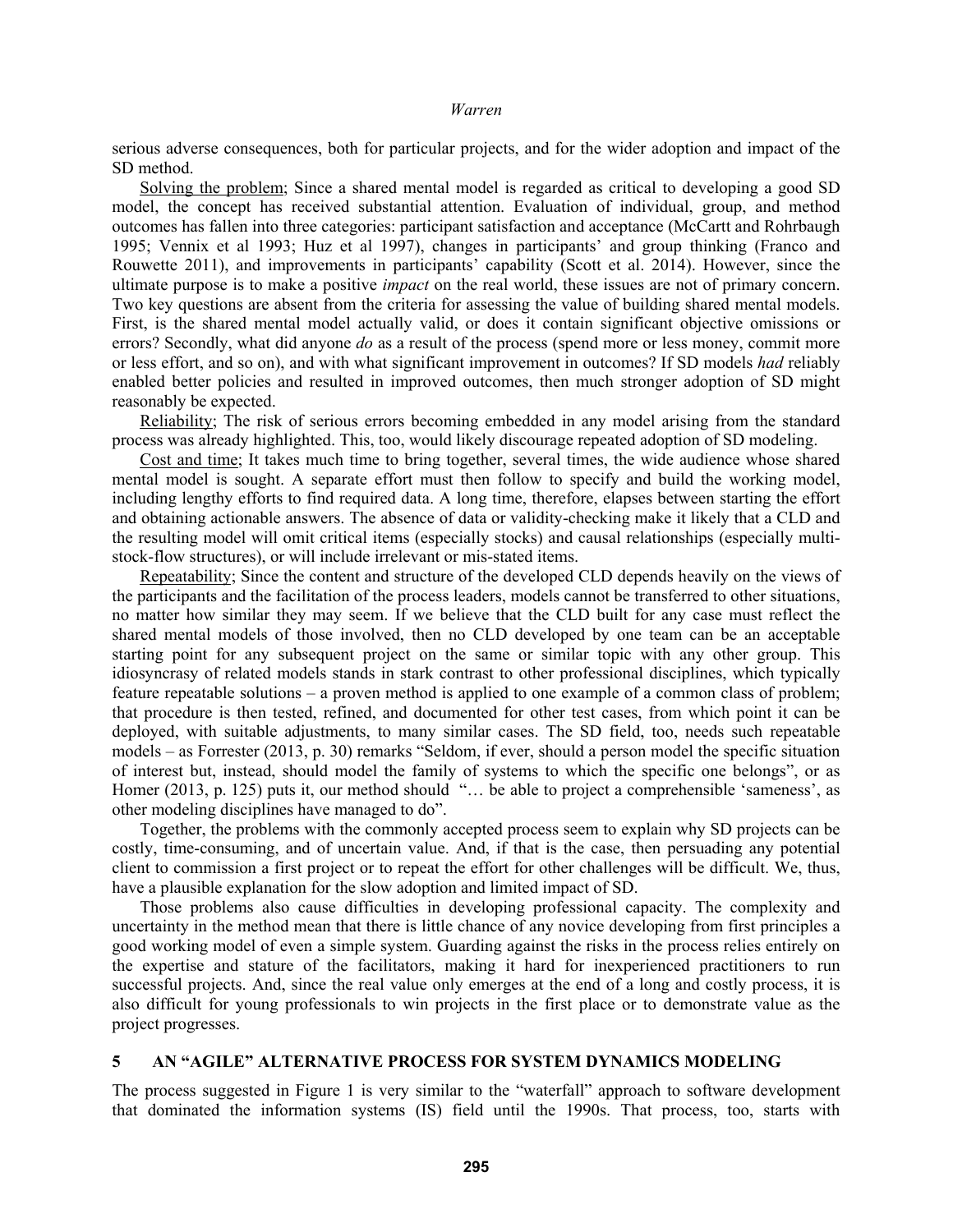serious adverse consequences, both for particular projects, and for the wider adoption and impact of the SD method.

Solving the problem; Since a shared mental model is regarded as critical to developing a good SD model, the concept has received substantial attention. Evaluation of individual, group, and method outcomes has fallen into three categories: participant satisfaction and acceptance (McCartt and Rohrbaugh 1995; Vennix et al 1993; Huz et al 1997), changes in participants' and group thinking (Franco and Rouwette 2011), and improvements in participants' capability (Scott et al. 2014). However, since the ultimate purpose is to make a positive *impact* on the real world, these issues are not of primary concern. Two key questions are absent from the criteria for assessing the value of building shared mental models. First, is the shared mental model actually valid, or does it contain significant objective omissions or errors? Secondly, what did anyone *do* as a result of the process (spend more or less money, commit more or less effort, and so on), and with what significant improvement in outcomes? If SD models *had* reliably enabled better policies and resulted in improved outcomes, then much stronger adoption of SD might reasonably be expected.

Reliability; The risk of serious errors becoming embedded in any model arising from the standard process was already highlighted. This, too, would likely discourage repeated adoption of SD modeling.

Cost and time; It takes much time to bring together, several times, the wide audience whose shared mental model is sought. A separate effort must then follow to specify and build the working model, including lengthy efforts to find required data. A long time, therefore, elapses between starting the effort and obtaining actionable answers. The absence of data or validity-checking make it likely that a CLD and the resulting model will omit critical items (especially stocks) and causal relationships (especially multi-stock-flow structures), or will include irrelevant or mis-stated items.

Repeatability; Since the content and structure of the developed CLD depends heavily on the views of the participants and the facilitation of the process leaders, models cannot be transferred to other situations, no matter how similar they may seem. If we believe that the CLD built for any case must reflect the shared mental models of those involved, then no CLD developed by one team can be an acceptable starting point for any subsequent project on the same or similar topic with any other group. This idiosyncrasy of related models stands in stark contrast to other professional disciplines, which typically feature repeatable solutions – a proven method is applied to one example of a common class of problem; that procedure is then tested, refined, and documented for other test cases, from which point it can be deployed, with suitable adjustments, to many similar cases. The SD field, too, needs such repeatable models – as Forrester (2013, p. 30) remarks "Seldom, if ever, should a person model the specific situation of interest but, instead, should model the family of systems to which the specific one belongs", or as Homer (2013, p. 125) puts it, our method should "… be able to project a comprehensible 'sameness', as other modeling disciplines have managed to do".

Together, the problems with the commonly accepted process seem to explain why SD projects can be costly, time-consuming, and of uncertain value. And, if that is the case, then persuading any potential client to commission a first project or to repeat the effort for other challenges will be difficult. We, thus, have a plausible explanation for the slow adoption and limited impact of SD.

Those problems also cause difficulties in developing professional capacity. The complexity and uncertainty in the method mean that there is little chance of any novice developing from first principles a good working model of even a simple system. Guarding against the risks in the process relies entirely on the expertise and stature of the facilitators, making it hard for inexperienced practitioners to run successful projects. And, since the real value only emerges at the end of a long and costly process, it is also difficult for young professionals to win projects in the first place or to demonstrate value as the project progresses.

## 5 AN "AGILE" ALTERNATIVE PROCESS FOR SYSTEM DYNAMICS MODELING

The process suggested in Figure 1 is very similar to the "waterfall" approach to software development that dominated the information systems (IS) field until the 1990s. That process, too, starts with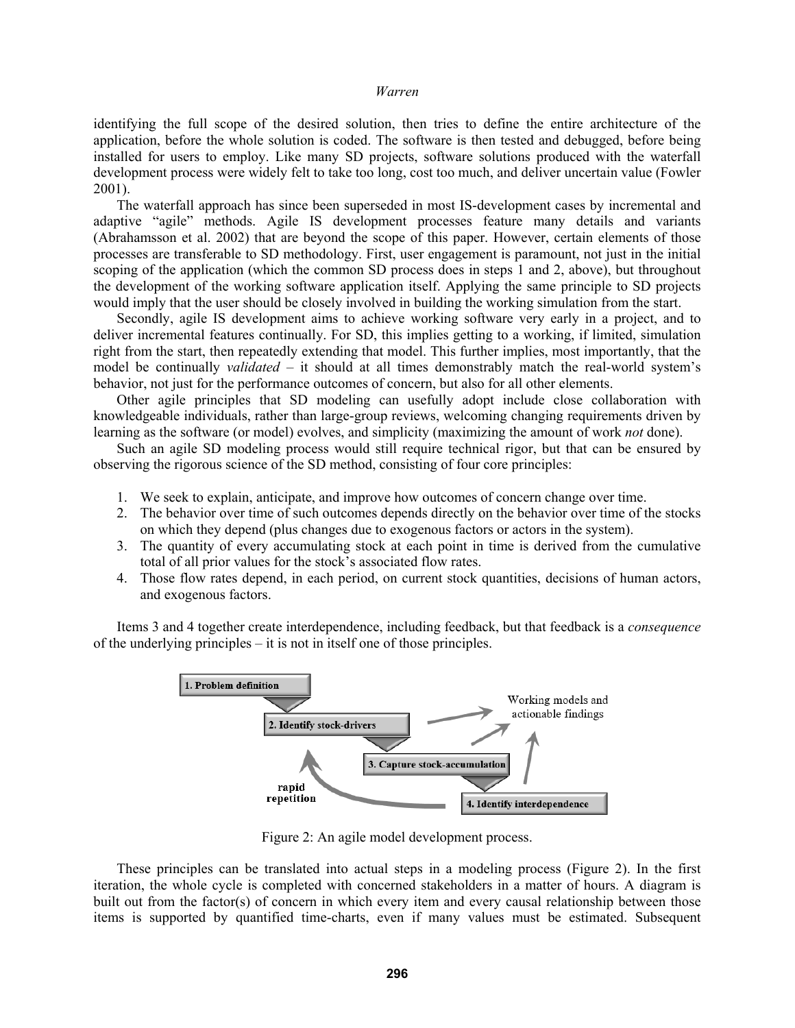identifying the full scope of the desired solution, then tries to define the entire architecture of the application, before the whole solution is coded. The software is then tested and debugged, before being installed for users to employ. Like many SD projects, software solutions produced with the waterfall development process were widely felt to take too long, cost too much, and deliver uncertain value (Fowler 2001).

The waterfall approach has since been superseded in most IS-development cases by incremental and adaptive "agile" methods. Agile IS development processes feature many details and variants (Abrahamsson et al. 2002) that are beyond the scope of this paper. However, certain elements of those processes are transferable to SD methodology. First, user engagement is paramount, not just in the initial scoping of the application (which the common SD process does in steps 1 and 2, above), but throughout the development of the working software application itself. Applying the same principle to SD projects would imply that the user should be closely involved in building the working simulation from the start.

Secondly, agile IS development aims to achieve working software very early in a project, and to deliver incremental features continually. For SD, this implies getting to a working, if limited, simulation right from the start, then repeatedly extending that model. This further implies, most importantly, that the model be continually *validated* – it should at all times demonstrably match the real-world system's behavior, not just for the performance outcomes of concern, but also for all other elements.

Other agile principles that SD modeling can usefully adopt include close collaboration with knowledgeable individuals, rather than large-group reviews, welcoming changing requirements driven by learning as the software (or model) evolves, and simplicity (maximizing the amount of work *not* done).

Such an agile SD modeling process would still require technical rigor, but that can be ensured by observing the rigorous science of the SD method, consisting of four core principles:

1. We seek to explain, anticipate, and improve how outcomes of concern change over time.
2. The behavior over time of such outcomes depends directly on the behavior over time of the stocks on which they depend (plus changes due to exogenous factors or actors in the system).
3. The quantity of every accumulating stock at each point in time is derived from the cumulative total of all prior values for the stock's associated flow rates.
4. Those flow rates depend, in each period, on current stock quantities, decisions of human actors, and exogenous factors.

Items 3 and 4 together create interdependence, including feedback, but that feedback is a *consequence* of the underlying principles – it is not in itself one of those principles.

1. Problem definition
2. Identify stock-drivers
3. Capture stock-accumulation
4. Identify interdependence
Working models and actionable findings
rapid repetition

Figure 2: An agile model development process.

These principles can be translated into actual steps in a modeling process (Figure 2). In the first iteration, the whole cycle is completed with concerned stakeholders in a matter of hours. A diagram is built out from the factor(s) of concern in which every item and every causal relationship between those items is supported by quantified time-charts, even if many values must be estimated. Subsequent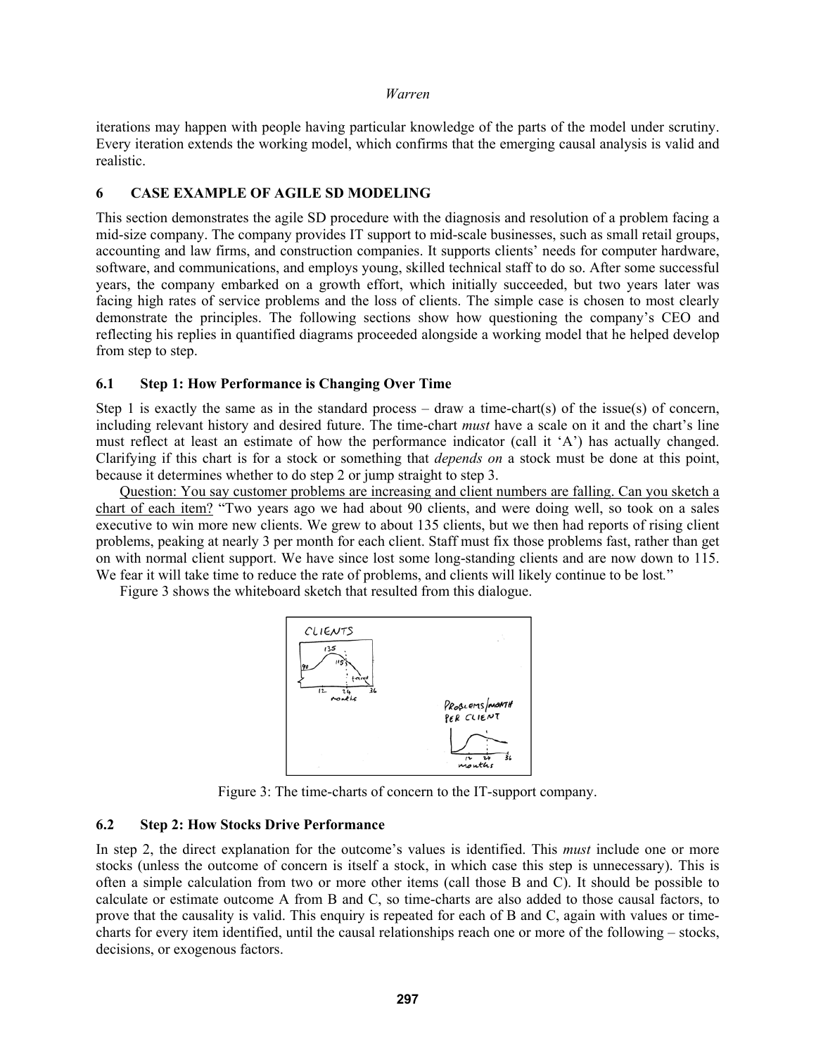iterations may happen with people having particular knowledge of the parts of the model under scrutiny. Every iteration extends the working model, which confirms that the emerging causal analysis is valid and realistic.

## 6 CASE EXAMPLE OF AGILE SD MODELING

This section demonstrates the agile SD procedure with the diagnosis and resolution of a problem facing a mid-size company. The company provides IT support to mid-scale businesses, such as small retail groups, accounting and law firms, and construction companies. It supports clients' needs for computer hardware, software, and communications, and employs young, skilled technical staff to do so. After some successful years, the company embarked on a growth effort, which initially succeeded, but two years later was facing high rates of service problems and the loss of clients. The simple case is chosen to most clearly demonstrate the principles. The following sections show how questioning the company's CEO and reflecting his replies in quantified diagrams proceeded alongside a working model that he helped develop from step to step.

### 6.1 Step 1: How Performance is Changing Over Time

Step 1 is exactly the same as in the standard process – draw a time-chart(s) of the issue(s) of concern, including relevant history and desired future. The time-chart *must* have a scale on it and the chart's line must reflect at least an estimate of how the performance indicator (call it 'A') has actually changed. Clarifying if this chart is for a stock or something that *depends on* a stock must be done at this point, because it determines whether to do step 2 or jump straight to step 3.

Question: You say customer problems are increasing and client numbers are falling. Can you sketch a chart of each item? "Two years ago we had about 90 clients, and were doing well, so took on a sales executive to win more new clients. We grew to about 135 clients, but we then had reports of rising client problems, peaking at nearly 3 per month for each client. Staff must fix those problems fast, rather than get on with normal client support. We have since lost some long-standing clients and are now down to 115. We fear it will take time to reduce the rate of problems, and clients will likely continue to be lost."

Figure 3 shows the whiteboard sketch that resulted from this dialogue.

CLIENTS
135
115
90
feared
12 24 36
months

PROBLEMS/MONTH
PER CLIENT
12 24 36
months

Figure 3: The time-charts of concern to the IT-support company.

### 6.2 Step 2: How Stocks Drive Performance

In step 2, the direct explanation for the outcome's values is identified. This *must* include one or more stocks (unless the outcome of concern is itself a stock, in which case this step is unnecessary). This is often a simple calculation from two or more other items (call those B and C). It should be possible to calculate or estimate outcome A from B and C, so time-charts are also added to those causal factors, to prove that the causality is valid. This enquiry is repeated for each of B and C, again with values or time-charts for every item identified, until the causal relationships reach one or more of the following – stocks, decisions, or exogenous factors.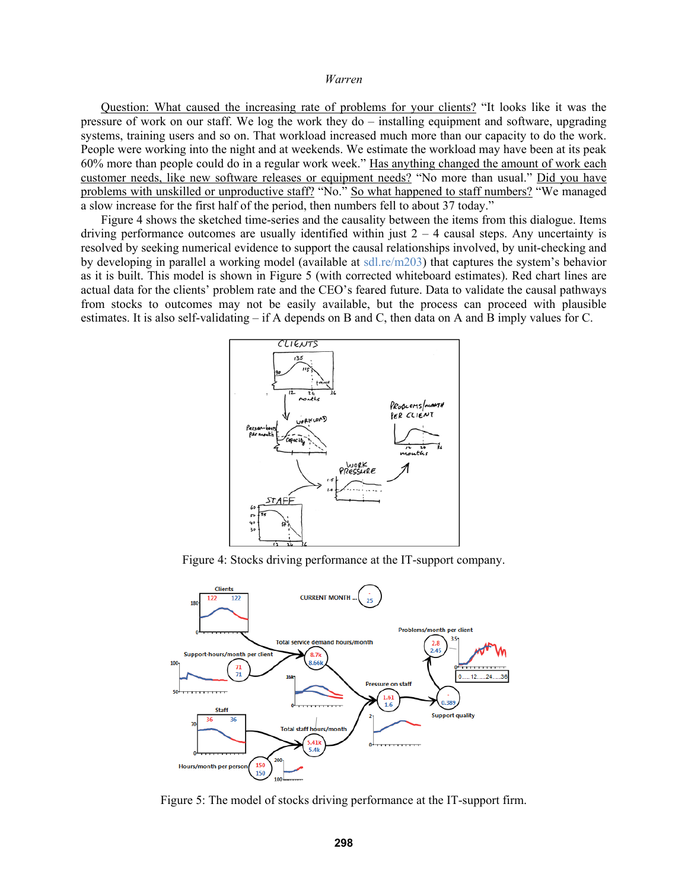Question: What caused the increasing rate of problems for your clients? "It looks like it was the pressure of work on our staff. We log the work they do – installing equipment and software, upgrading systems, training users and so on. That workload increased much more than our capacity to do the work. People were working into the night and at weekends. We estimate the workload may have been at its peak 60% more than people could do in a regular work week." Has anything changed the amount of work each customer needs, like new software releases or equipment needs? "No more than usual." Did you have problems with unskilled or unproductive staff? "No." So what happened to staff numbers? "We managed a slow increase for the first half of the period, then numbers fell to about 37 today."

Figure 4 shows the sketched time-series and the causality between the items from this dialogue. Items driving performance outcomes are usually identified within just 2 – 4 causal steps. Any uncertainty is resolved by seeking numerical evidence to support the causal relationships involved, by unit-checking and by developing in parallel a working model (available at sdl.re/m203) that captures the system's behavior as it is built. This model is shown in Figure 5 (with corrected whiteboard estimates). Red chart lines are actual data for the clients' problem rate and the CEO's feared future. Data to validate the causal pathways from stocks to outcomes may not be easily available, but the process can proceed with plausible estimates. It is also self-validating – if A depends on B and C, then data on A and B imply values for C.

Figure 4: Stocks driving performance at the IT-support company.

Figure 5: The model of stocks driving performance at the IT-support firm.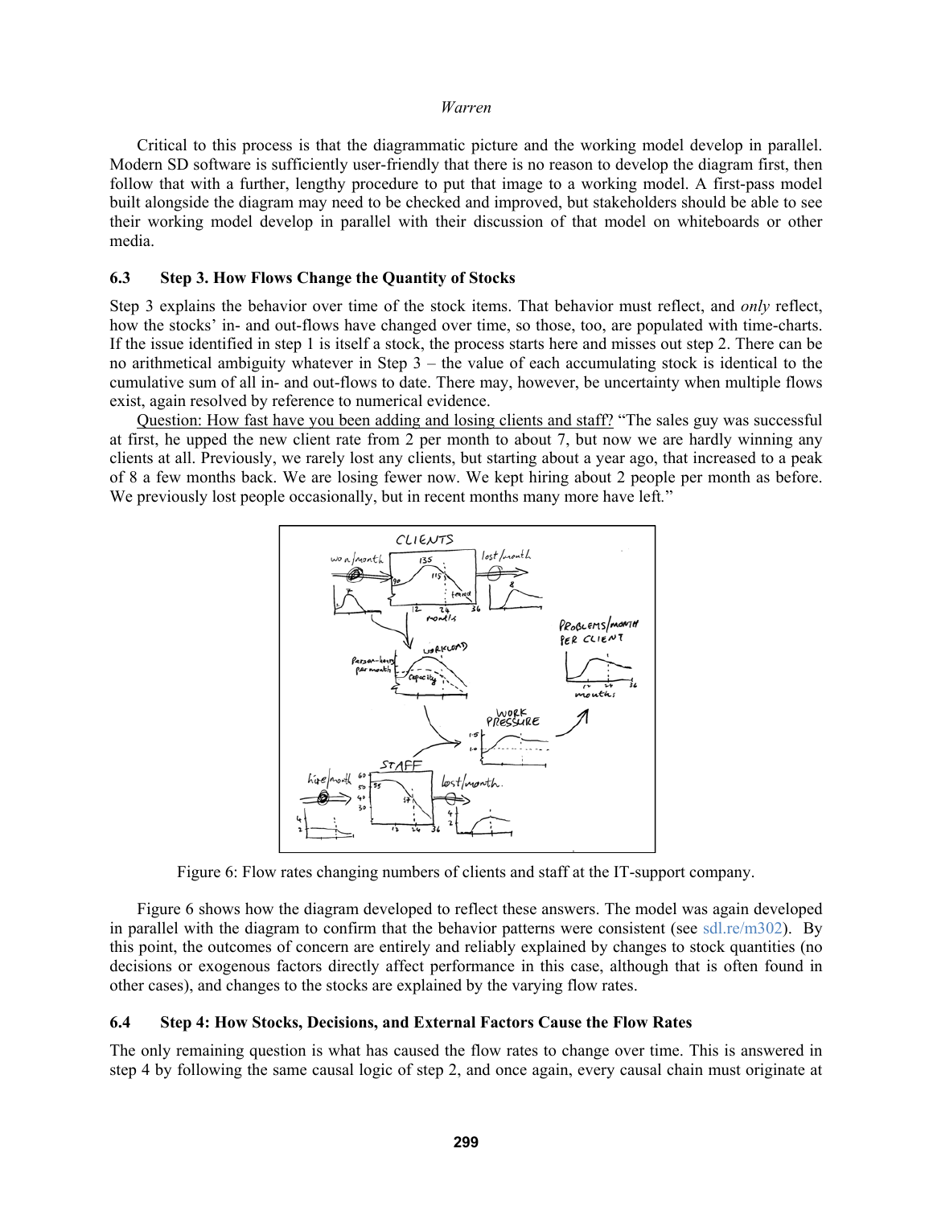Critical to this process is that the diagrammatic picture and the working model develop in parallel. Modern SD software is sufficiently user-friendly that there is no reason to develop the diagram first, then follow that with a further, lengthy procedure to put that image to a working model. A first-pass model built alongside the diagram may need to be checked and improved, but stakeholders should be able to see their working model develop in parallel with their discussion of that model on whiteboards or other media.

### 6.3 Step 3. How Flows Change the Quantity of Stocks

Step 3 explains the behavior over time of the stock items. That behavior must reflect, and *only* reflect, how the stocks' in- and out-flows have changed over time, so those, too, are populated with time-charts. If the issue identified in step 1 is itself a stock, the process starts here and misses out step 2. There can be no arithmetical ambiguity whatever in Step 3 – the value of each accumulating stock is identical to the cumulative sum of all in- and out-flows to date. There may, however, be uncertainty when multiple flows exist, again resolved by reference to numerical evidence.

Question: How fast have you been adding and losing clients and staff? "The sales guy was successful at first, he upped the new client rate from 2 per month to about 7, but now we are hardly winning any clients at all. Previously, we rarely lost any clients, but starting about a year ago, that increased to a peak of 8 a few months back. We are losing fewer now. We kept hiring about 2 people per month as before. We previously lost people occasionally, but in recent months many more have left."

CLIENTS
won/month
135
115
90
7
2
trend
12
24
36
months
lost/month
8
WORKLOAD
Person-hours per month
capacity
PROBLEMS/MONTH PER CLIENT
12
24
36
months
WORK PRESSURE
1.5
1.0
STAFF
hire/month
60
50
40
30
55
37
4
2
13
24
36
lost/month
4
2

Figure 6: Flow rates changing numbers of clients and staff at the IT-support company.

Figure 6 shows how the diagram developed to reflect these answers. The model was again developed in parallel with the diagram to confirm that the behavior patterns were consistent (see sdl.re/m302). By this point, the outcomes of concern are entirely and reliably explained by changes to stock quantities (no decisions or exogenous factors directly affect performance in this case, although that is often found in other cases), and changes to the stocks are explained by the varying flow rates.

### 6.4 Step 4: How Stocks, Decisions, and External Factors Cause the Flow Rates

The only remaining question is what has caused the flow rates to change over time. This is answered in step 4 by following the same causal logic of step 2, and once again, every causal chain must originate at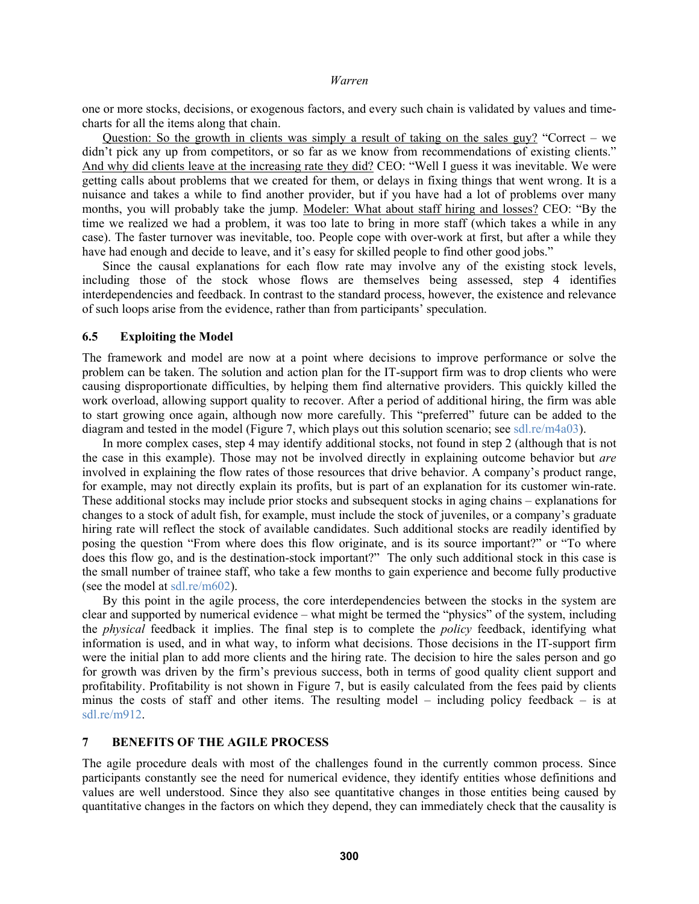one or more stocks, decisions, or exogenous factors, and every such chain is validated by values and time-charts for all the items along that chain.

Question: So the growth in clients was simply a result of taking on the sales guy? "Correct – we didn't pick any up from competitors, or so far as we know from recommendations of existing clients." And why did clients leave at the increasing rate they did? CEO: "Well I guess it was inevitable. We were getting calls about problems that we created for them, or delays in fixing things that went wrong. It is a nuisance and takes a while to find another provider, but if you have had a lot of problems over many months, you will probably take the jump. Modeler: What about staff hiring and losses? CEO: "By the time we realized we had a problem, it was too late to bring in more staff (which takes a while in any case). The faster turnover was inevitable, too. People cope with over-work at first, but after a while they have had enough and decide to leave, and it's easy for skilled people to find other good jobs."

Since the causal explanations for each flow rate may involve any of the existing stock levels, including those of the stock whose flows are themselves being assessed, step 4 identifies interdependencies and feedback. In contrast to the standard process, however, the existence and relevance of such loops arise from the evidence, rather than from participants' speculation.

### 6.5 Exploiting the Model

The framework and model are now at a point where decisions to improve performance or solve the problem can be taken. The solution and action plan for the IT-support firm was to drop clients who were causing disproportionate difficulties, by helping them find alternative providers. This quickly killed the work overload, allowing support quality to recover. After a period of additional hiring, the firm was able to start growing once again, although now more carefully. This "preferred" future can be added to the diagram and tested in the model (Figure 7, which plays out this solution scenario; see sdl.re/m4a03).

In more complex cases, step 4 may identify additional stocks, not found in step 2 (although that is not the case in this example). Those may not be involved directly in explaining outcome behavior but *are* involved in explaining the flow rates of those resources that drive behavior. A company's product range, for example, may not directly explain its profits, but is part of an explanation for its customer win-rate. These additional stocks may include prior stocks and subsequent stocks in aging chains – explanations for changes to a stock of adult fish, for example, must include the stock of juveniles, or a company's graduate hiring rate will reflect the stock of available candidates. Such additional stocks are readily identified by posing the question "From where does this flow originate, and is its source important?" or "To where does this flow go, and is the destination-stock important?" The only such additional stock in this case is the small number of trainee staff, who take a few months to gain experience and become fully productive (see the model at sdl.re/m602).

By this point in the agile process, the core interdependencies between the stocks in the system are clear and supported by numerical evidence – what might be termed the "physics" of the system, including the *physical* feedback it implies. The final step is to complete the *policy* feedback, identifying what information is used, and in what way, to inform what decisions. Those decisions in the IT-support firm were the initial plan to add more clients and the hiring rate. The decision to hire the sales person and go for growth was driven by the firm's previous success, both in terms of good quality client support and profitability. Profitability is not shown in Figure 7, but is easily calculated from the fees paid by clients minus the costs of staff and other items. The resulting model – including policy feedback – is at sdl.re/m912.

## 7 BENEFITS OF THE AGILE PROCESS

The agile procedure deals with most of the challenges found in the currently common process. Since participants constantly see the need for numerical evidence, they identify entities whose definitions and values are well understood. Since they also see quantitative changes in those entities being caused by quantitative changes in the factors on which they depend, they can immediately check that the causality is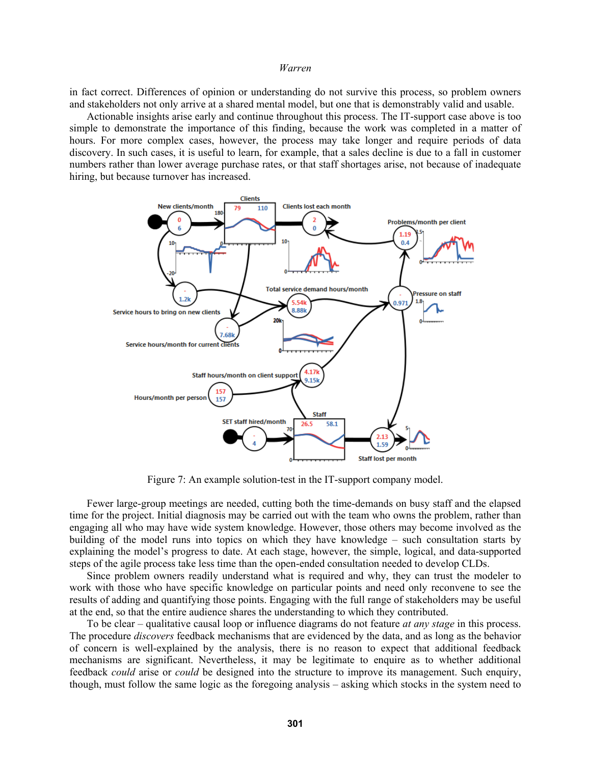in fact correct. Differences of opinion or understanding do not survive this process, so problem owners and stakeholders not only arrive at a shared mental model, but one that is demonstrably valid and usable.

Actionable insights arise early and continue throughout this process. The IT-support case above is too simple to demonstrate the importance of this finding, because the work was completed in a matter of hours. For more complex cases, however, the process may take longer and require periods of data discovery. In such cases, it is useful to learn, for example, that a sales decline is due to a fall in customer numbers rather than lower average purchase rates, or that staff shortages arise, not because of inadequate hiring, but because turnover has increased.

New clients/month
0
6
180
Clients
79
110
Clients lost each month
2
0
Problems/month per client
1.19
0.4
3.5
10
-20
0
10
0
0
Total service demand hours/month
5.54k
8.88k
Pressure on staff
0.971
1.8
0
1.2k
Service hours to bring on new clients
20k
7.68k
Service hours/month for current clients
0
Staff hours/month on client support
4.17k
9.15k
Hours/month per person
157
157
Staff
SET staff hired/month
26.5
58.1
70
4
2.13
1.59
5
0
0
Staff lost per month

Figure 7: An example solution-test in the IT-support company model.

Fewer large-group meetings are needed, cutting both the time-demands on busy staff and the elapsed time for the project. Initial diagnosis may be carried out with the team who owns the problem, rather than engaging all who may have wide system knowledge. However, those others may become involved as the building of the model runs into topics on which they have knowledge – such consultation starts by explaining the model's progress to date. At each stage, however, the simple, logical, and data-supported steps of the agile process take less time than the open-ended consultation needed to develop CLDs.

Since problem owners readily understand what is required and why, they can trust the modeler to work with those who have specific knowledge on particular points and need only reconvene to see the results of adding and quantifying those points. Engaging with the full range of stakeholders may be useful at the end, so that the entire audience shares the understanding to which they contributed.

To be clear – qualitative causal loop or influence diagrams do not feature *at any stage* in this process. The procedure *discovers* feedback mechanisms that are evidenced by the data, and as long as the behavior of concern is well-explained by the analysis, there is no reason to expect that additional feedback mechanisms are significant. Nevertheless, it may be legitimate to enquire as to whether additional feedback *could* arise or *could* be designed into the structure to improve its management. Such enquiry, though, must follow the same logic as the foregoing analysis – asking which stocks in the system need to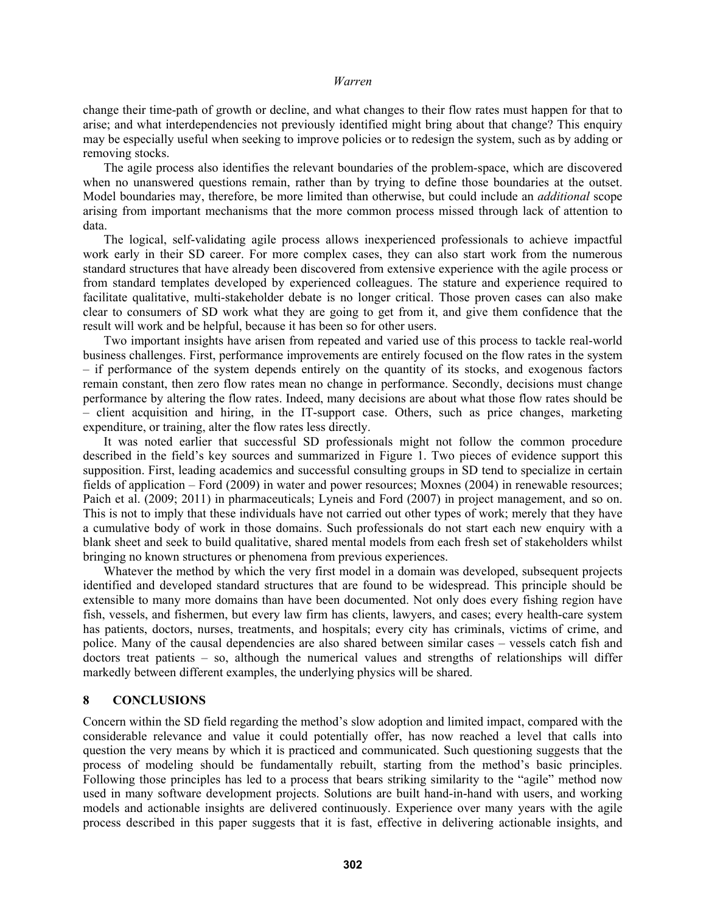change their time-path of growth or decline, and what changes to their flow rates must happen for that to arise; and what interdependencies not previously identified might bring about that change? This enquiry may be especially useful when seeking to improve policies or to redesign the system, such as by adding or removing stocks.

The agile process also identifies the relevant boundaries of the problem-space, which are discovered when no unanswered questions remain, rather than by trying to define those boundaries at the outset. Model boundaries may, therefore, be more limited than otherwise, but could include an *additional* scope arising from important mechanisms that the more common process missed through lack of attention to data.

The logical, self-validating agile process allows inexperienced professionals to achieve impactful work early in their SD career. For more complex cases, they can also start work from the numerous standard structures that have already been discovered from extensive experience with the agile process or from standard templates developed by experienced colleagues. The stature and experience required to facilitate qualitative, multi-stakeholder debate is no longer critical. Those proven cases can also make clear to consumers of SD work what they are going to get from it, and give them confidence that the result will work and be helpful, because it has been so for other users.

Two important insights have arisen from repeated and varied use of this process to tackle real-world business challenges. First, performance improvements are entirely focused on the flow rates in the system – if performance of the system depends entirely on the quantity of its stocks, and exogenous factors remain constant, then zero flow rates mean no change in performance. Secondly, decisions must change performance by altering the flow rates. Indeed, many decisions are about what those flow rates should be – client acquisition and hiring, in the IT-support case. Others, such as price changes, marketing expenditure, or training, alter the flow rates less directly.

It was noted earlier that successful SD professionals might not follow the common procedure described in the field's key sources and summarized in Figure 1. Two pieces of evidence support this supposition. First, leading academics and successful consulting groups in SD tend to specialize in certain fields of application – Ford (2009) in water and power resources; Moxnes (2004) in renewable resources; Paich et al. (2009; 2011) in pharmaceuticals; Lyneis and Ford (2007) in project management, and so on. This is not to imply that these individuals have not carried out other types of work; merely that they have a cumulative body of work in those domains. Such professionals do not start each new enquiry with a blank sheet and seek to build qualitative, shared mental models from each fresh set of stakeholders whilst bringing no known structures or phenomena from previous experiences.

Whatever the method by which the very first model in a domain was developed, subsequent projects identified and developed standard structures that are found to be widespread. This principle should be extensible to many more domains than have been documented. Not only does every fishing region have fish, vessels, and fishermen, but every law firm has clients, lawyers, and cases; every health-care system has patients, doctors, nurses, treatments, and hospitals; every city has criminals, victims of crime, and police. Many of the causal dependencies are also shared between similar cases – vessels catch fish and doctors treat patients – so, although the numerical values and strengths of relationships will differ markedly between different examples, the underlying physics will be shared.

## 8 CONCLUSIONS

Concern within the SD field regarding the method's slow adoption and limited impact, compared with the considerable relevance and value it could potentially offer, has now reached a level that calls into question the very means by which it is practiced and communicated. Such questioning suggests that the process of modeling should be fundamentally rebuilt, starting from the method's basic principles. Following those principles has led to a process that bears striking similarity to the "agile" method now used in many software development projects. Solutions are built hand-in-hand with users, and working models and actionable insights are delivered continuously. Experience over many years with the agile process described in this paper suggests that it is fast, effective in delivering actionable insights, and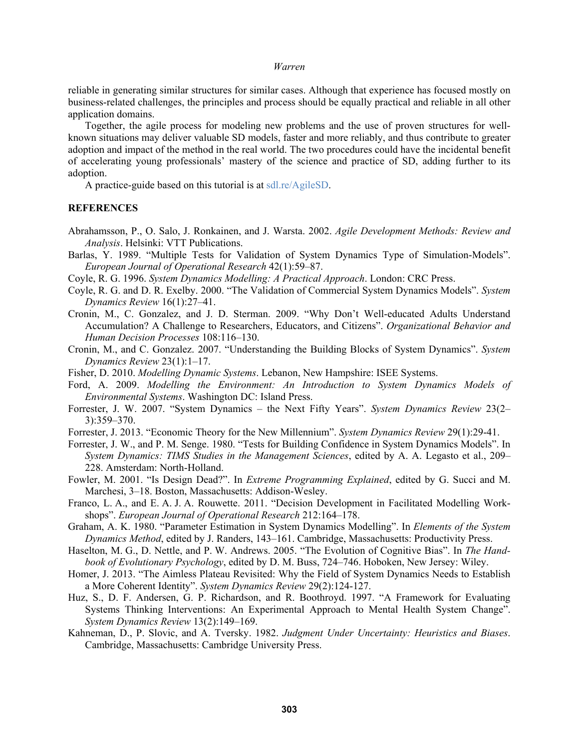reliable in generating similar structures for similar cases. Although that experience has focused mostly on business-related challenges, the principles and process should be equally practical and reliable in all other application domains.

Together, the agile process for modeling new problems and the use of proven structures for well-known situations may deliver valuable SD models, faster and more reliably, and thus contribute to greater adoption and impact of the method in the real world. The two procedures could have the incidental benefit of accelerating young professionals' mastery of the science and practice of SD, adding further to its adoption.

A practice-guide based on this tutorial is at sdl.re/AgileSD.

## REFERENCES

Abrahamsson, P., O. Salo, J. Ronkainen, and J. Warsta. 2002. *Agile Development Methods: Review and Analysis*. Helsinki: VTT Publications.

Barlas, Y. 1989. "Multiple Tests for Validation of System Dynamics Type of Simulation-Models". *European Journal of Operational Research* 42(1):59–87.

Coyle, R. G. 1996. *System Dynamics Modelling: A Practical Approach*. London: CRC Press.

Coyle, R. G. and D. R. Exelby. 2000. "The Validation of Commercial System Dynamics Models". *System Dynamics Review* 16(1):27–41.

Cronin, M., C. Gonzalez, and J. D. Sterman. 2009. "Why Don't Well-educated Adults Understand Accumulation? A Challenge to Researchers, Educators, and Citizens". *Organizational Behavior and Human Decision Processes* 108:116–130.

Cronin, M., and C. Gonzalez. 2007. "Understanding the Building Blocks of System Dynamics". *System Dynamics Review* 23(1):1–17.

Fisher, D. 2010. *Modelling Dynamic Systems*. Lebanon, New Hampshire: ISEE Systems.

Ford, A. 2009. *Modelling the Environment: An Introduction to System Dynamics Models of Environmental Systems*. Washington DC: Island Press.

Forrester, J. W. 2007. "System Dynamics – the Next Fifty Years". *System Dynamics Review* 23(2–3):359–370.

Forrester, J. 2013. "Economic Theory for the New Millennium". *System Dynamics Review* 29(1):29-41.

Forrester, J. W., and P. M. Senge. 1980. "Tests for Building Confidence in System Dynamics Models". In *System Dynamics: TIMS Studies in the Management Sciences*, edited by A. A. Legasto et al., 209–228. Amsterdam: North-Holland.

Fowler, M. 2001. "Is Design Dead?". In *Extreme Programming Explained*, edited by G. Succi and M. Marchesi, 3–18. Boston, Massachusetts: Addison-Wesley.

Franco, L. A., and E. A. J. A. Rouwette. 2011. "Decision Development in Facilitated Modelling Workshops". *European Journal of Operational Research* 212:164–178.

Graham, A. K. 1980. "Parameter Estimation in System Dynamics Modelling". In *Elements of the System Dynamics Method*, edited by J. Randers, 143–161. Cambridge, Massachusetts: Productivity Press.

Haselton, M. G., D. Nettle, and P. W. Andrews. 2005. "The Evolution of Cognitive Bias". In *The Handbook of Evolutionary Psychology*, edited by D. M. Buss, 724–746. Hoboken, New Jersey: Wiley.

Homer, J. 2013. "The Aimless Plateau Revisited: Why the Field of System Dynamics Needs to Establish a More Coherent Identity". *System Dynamics Review* 29(2):124-127.

Huz, S., D. F. Andersen, G. P. Richardson, and R. Boothroyd. 1997. "A Framework for Evaluating Systems Thinking Interventions: An Experimental Approach to Mental Health System Change". *System Dynamics Review* 13(2):149–169.

Kahneman, D., P. Slovic, and A. Tversky. 1982. *Judgment Under Uncertainty: Heuristics and Biases*. Cambridge, Massachusetts: Cambridge University Press.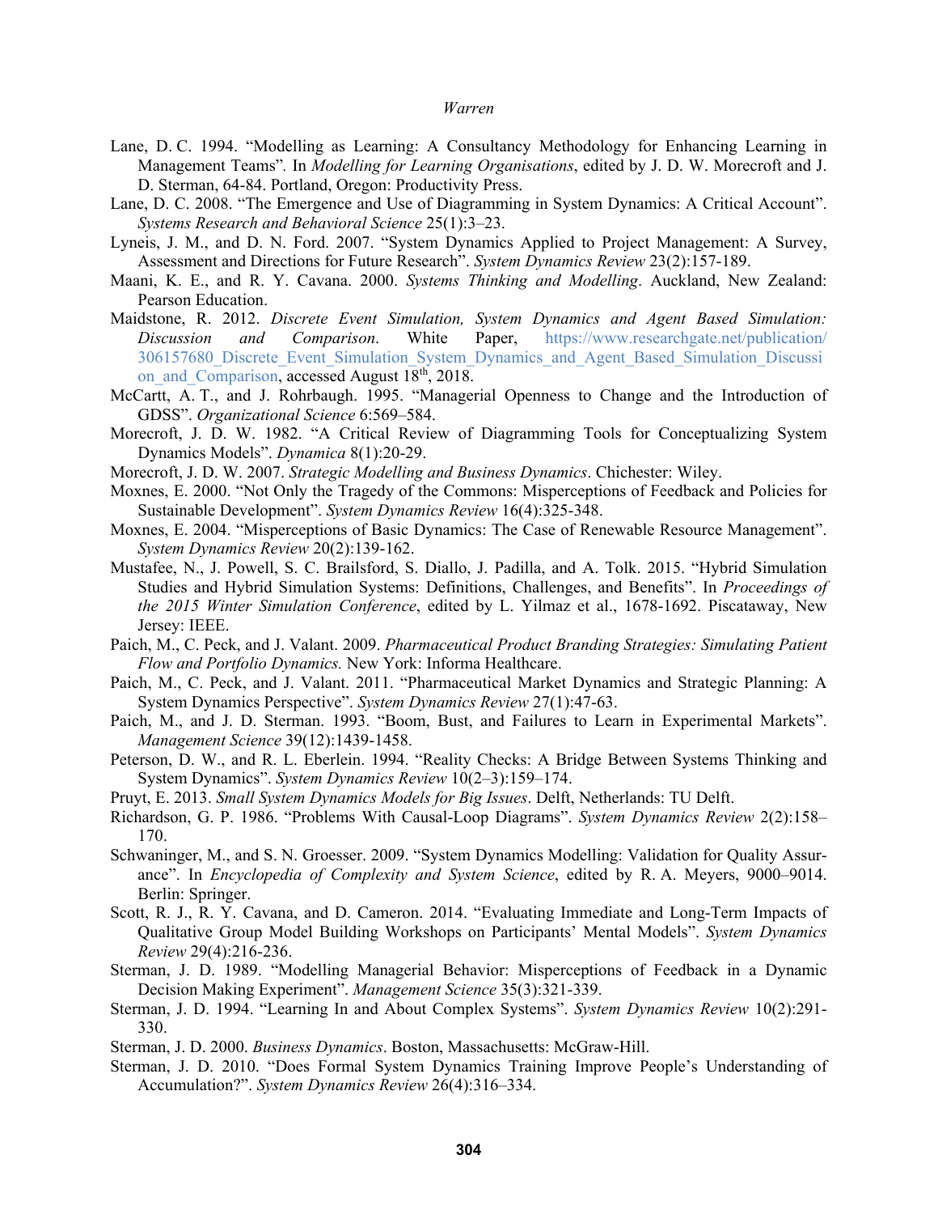Lane, D. C. 1994. "Modelling as Learning: A Consultancy Methodology for Enhancing Learning in Management Teams". In *Modelling for Learning Organisations*, edited by J. D. W. Morecroft and J. D. Sterman, 64-84. Portland, Oregon: Productivity Press.

Lane, D. C. 2008. "The Emergence and Use of Diagramming in System Dynamics: A Critical Account". *Systems Research and Behavioral Science* 25(1):3–23.

Lyneis, J. M., and D. N. Ford. 2007. "System Dynamics Applied to Project Management: A Survey, Assessment and Directions for Future Research". *System Dynamics Review* 23(2):157-189.

Maani, K. E., and R. Y. Cavana. 2000. *Systems Thinking and Modelling*. Auckland, New Zealand: Pearson Education.

Maidstone, R. 2012. *Discrete Event Simulation, System Dynamics and Agent Based Simulation: Discussion and Comparison*. White Paper, https://www.researchgate.net/publication/306157680_Discrete_Event_Simulation_System_Dynamics_and_Agent_Based_Simulation_Discussion_and_Comparison, accessed August 18th, 2018.

McCartt, A. T., and J. Rohrbaugh. 1995. "Managerial Openness to Change and the Introduction of GDSS". *Organizational Science* 6:569–584.

Morecroft, J. D. W. 1982. "A Critical Review of Diagramming Tools for Conceptualizing System Dynamics Models". *Dynamica* 8(1):20-29.

Morecroft, J. D. W. 2007. *Strategic Modelling and Business Dynamics*. Chichester: Wiley.

Moxnes, E. 2000. "Not Only the Tragedy of the Commons: Misperceptions of Feedback and Policies for Sustainable Development". *System Dynamics Review* 16(4):325-348.

Moxnes, E. 2004. "Misperceptions of Basic Dynamics: The Case of Renewable Resource Management". *System Dynamics Review* 20(2):139-162.

Mustafee, N., J. Powell, S. C. Brailsford, S. Diallo, J. Padilla, and A. Tolk. 2015. "Hybrid Simulation Studies and Hybrid Simulation Systems: Definitions, Challenges, and Benefits". In *Proceedings of the 2015 Winter Simulation Conference*, edited by L. Yilmaz et al., 1678-1692. Piscataway, New Jersey: IEEE.

Paich, M., C. Peck, and J. Valant. 2009. *Pharmaceutical Product Branding Strategies: Simulating Patient Flow and Portfolio Dynamics.* New York: Informa Healthcare.

Paich, M., C. Peck, and J. Valant. 2011. "Pharmaceutical Market Dynamics and Strategic Planning: A System Dynamics Perspective". *System Dynamics Review* 27(1):47-63.

Paich, M., and J. D. Sterman. 1993. "Boom, Bust, and Failures to Learn in Experimental Markets". *Management Science* 39(12):1439-1458.

Peterson, D. W., and R. L. Eberlein. 1994. "Reality Checks: A Bridge Between Systems Thinking and System Dynamics". *System Dynamics Review* 10(2–3):159–174.

Pruyt, E. 2013. *Small System Dynamics Models for Big Issues*. Delft, Netherlands: TU Delft.

Richardson, G. P. 1986. "Problems With Causal-Loop Diagrams". *System Dynamics Review* 2(2):158–170.

Schwaninger, M., and S. N. Groesser. 2009. "System Dynamics Modelling: Validation for Quality Assurance". In *Encyclopedia of Complexity and System Science*, edited by R. A. Meyers, 9000–9014. Berlin: Springer.

Scott, R. J., R. Y. Cavana, and D. Cameron. 2014. "Evaluating Immediate and Long-Term Impacts of Qualitative Group Model Building Workshops on Participants' Mental Models". *System Dynamics Review* 29(4):216-236.

Sterman, J. D. 1989. "Modelling Managerial Behavior: Misperceptions of Feedback in a Dynamic Decision Making Experiment". *Management Science* 35(3):321-339.

Sterman, J. D. 1994. "Learning In and About Complex Systems". *System Dynamics Review* 10(2):291-330.

Sterman, J. D. 2000. *Business Dynamics*. Boston, Massachusetts: McGraw-Hill.

Sterman, J. D. 2010. "Does Formal System Dynamics Training Improve People's Understanding of Accumulation?". *System Dynamics Review* 26(4):316–334.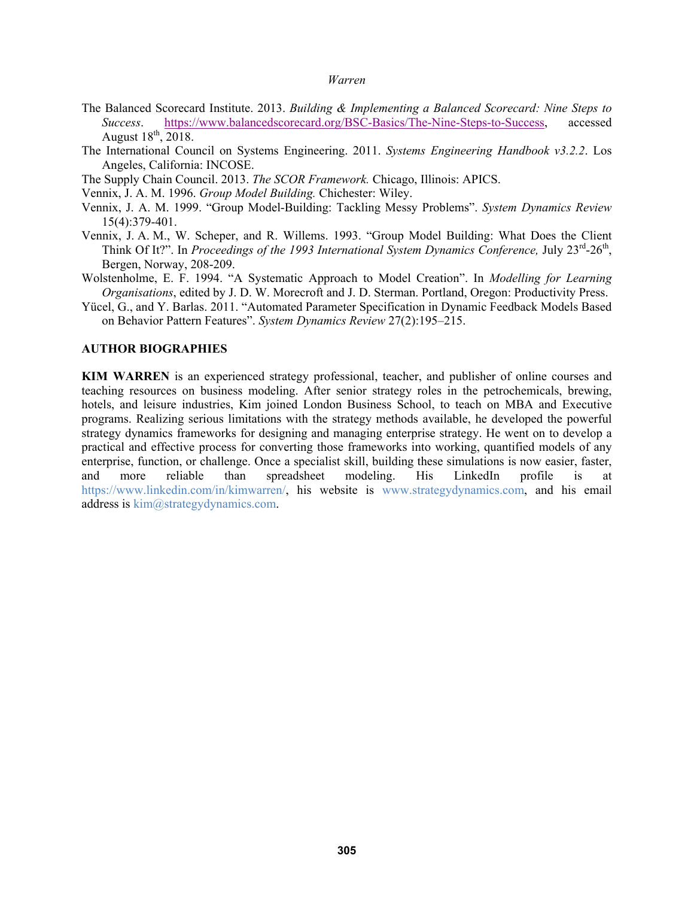The Balanced Scorecard Institute. 2013. *Building & Implementing a Balanced Scorecard: Nine Steps to Success*. https://www.balancedscorecard.org/BSC-Basics/The-Nine-Steps-to-Success, accessed August 18th, 2018.

The International Council on Systems Engineering. 2011. *Systems Engineering Handbook v3.2.2*. Los Angeles, California: INCOSE.

The Supply Chain Council. 2013. *The SCOR Framework.* Chicago, Illinois: APICS.

Vennix, J. A. M. 1996. *Group Model Building.* Chichester: Wiley.

Vennix, J. A. M. 1999. "Group Model-Building: Tackling Messy Problems". *System Dynamics Review* 15(4):379-401.

Vennix, J. A. M., W. Scheper, and R. Willems. 1993. "Group Model Building: What Does the Client Think Of It?". In *Proceedings of the 1993 International System Dynamics Conference,* July 23rd-26th, Bergen, Norway, 208-209.

Wolstenholme, E. F. 1994. "A Systematic Approach to Model Creation". In *Modelling for Learning Organisations*, edited by J. D. W. Morecroft and J. D. Sterman. Portland, Oregon: Productivity Press.

Yücel, G., and Y. Barlas. 2011. "Automated Parameter Specification in Dynamic Feedback Models Based on Behavior Pattern Features". *System Dynamics Review* 27(2):195–215.

## AUTHOR BIOGRAPHIES

**KIM WARREN** is an experienced strategy professional, teacher, and publisher of online courses and teaching resources on business modeling. After senior strategy roles in the petrochemicals, brewing, hotels, and leisure industries, Kim joined London Business School, to teach on MBA and Executive programs. Realizing serious limitations with the strategy methods available, he developed the powerful strategy dynamics frameworks for designing and managing enterprise strategy. He went on to develop a practical and effective process for converting those frameworks into working, quantified models of any enterprise, function, or challenge. Once a specialist skill, building these simulations is now easier, faster, and more reliable than spreadsheet modeling. His LinkedIn profile is at https://www.linkedin.com/in/kimwarren/, his website is www.strategydynamics.com, and his email address is kim@strategydynamics.com.